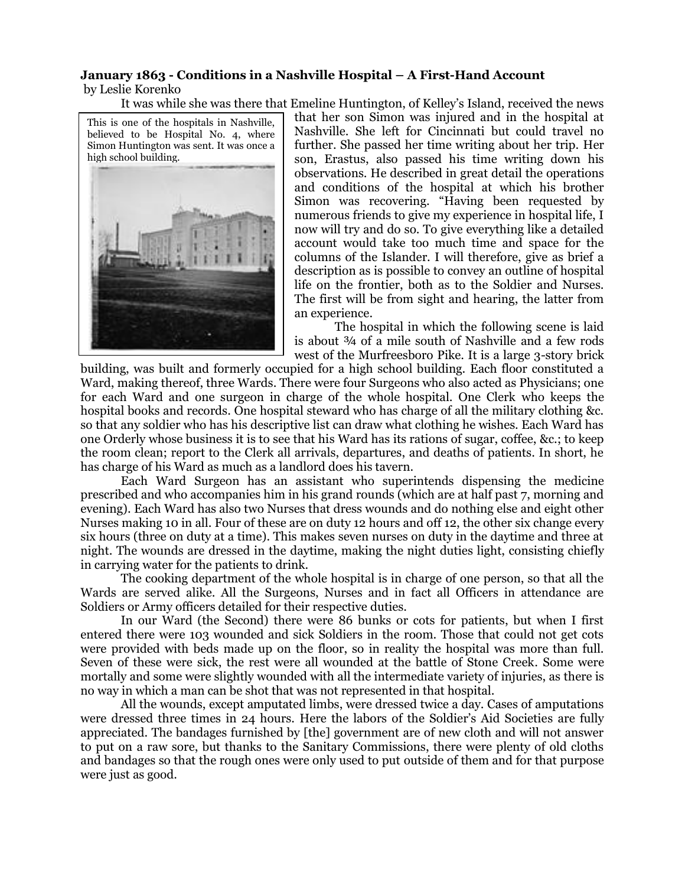**January 1863 - Conditions in a Nashville Hospital – A First-Hand Account**
by Leslie Korenko

This is one of the hospitals in Nashville, believed to be Hospital No. 4, where Simon Huntington was sent. It was once a high school building.

It was while she was there that Emeline Huntington, of Kelley's Island, received the news that her son Simon was injured and in the hospital at Nashville. She left for Cincinnati but could travel no further. She passed her time writing about her trip. Her son, Erastus, also passed his time writing down his observations. He described in great detail the operations and conditions of the hospital at which his brother Simon was recovering. "Having been requested by numerous friends to give my experience in hospital life, I now will try and do so. To give everything like a detailed account would take too much time and space for the columns of the Islander. I will therefore, give as brief a description as is possible to convey an outline of hospital life on the frontier, both as to the Soldier and Nurses. The first will be from sight and hearing, the latter from an experience.

The hospital in which the following scene is laid is about ¾ of a mile south of Nashville and a few rods west of the Murfreesboro Pike. It is a large 3-story brick building, was built and formerly occupied for a high school building. Each floor constituted a Ward, making thereof, three Wards. There were four Surgeons who also acted as Physicians; one for each Ward and one surgeon in charge of the whole hospital. One Clerk who keeps the hospital books and records. One hospital steward who has charge of all the military clothing &c. so that any soldier who has his descriptive list can draw what clothing he wishes. Each Ward has one Orderly whose business it is to see that his Ward has its rations of sugar, coffee, &c.; to keep the room clean; report to the Clerk all arrivals, departures, and deaths of patients. In short, he has charge of his Ward as much as a landlord does his tavern.

Each Ward Surgeon has an assistant who superintends dispensing the medicine prescribed and who accompanies him in his grand rounds (which are at half past 7, morning and evening). Each Ward has also two Nurses that dress wounds and do nothing else and eight other Nurses making 10 in all. Four of these are on duty 12 hours and off 12, the other six change every six hours (three on duty at a time). This makes seven nurses on duty in the daytime and three at night. The wounds are dressed in the daytime, making the night duties light, consisting chiefly in carrying water for the patients to drink.

The cooking department of the whole hospital is in charge of one person, so that all the Wards are served alike. All the Surgeons, Nurses and in fact all Officers in attendance are Soldiers or Army officers detailed for their respective duties.

In our Ward (the Second) there were 86 bunks or cots for patients, but when I first entered there were 103 wounded and sick Soldiers in the room. Those that could not get cots were provided with beds made up on the floor, so in reality the hospital was more than full. Seven of these were sick, the rest were all wounded at the battle of Stone Creek. Some were mortally and some were slightly wounded with all the intermediate variety of injuries, as there is no way in which a man can be shot that was not represented in that hospital.

All the wounds, except amputated limbs, were dressed twice a day. Cases of amputations were dressed three times in 24 hours. Here the labors of the Soldier's Aid Societies are fully appreciated. The bandages furnished by [the] government are of new cloth and will not answer to put on a raw sore, but thanks to the Sanitary Commissions, there were plenty of old cloths and bandages so that the rough ones were only used to put outside of them and for that purpose were just as good.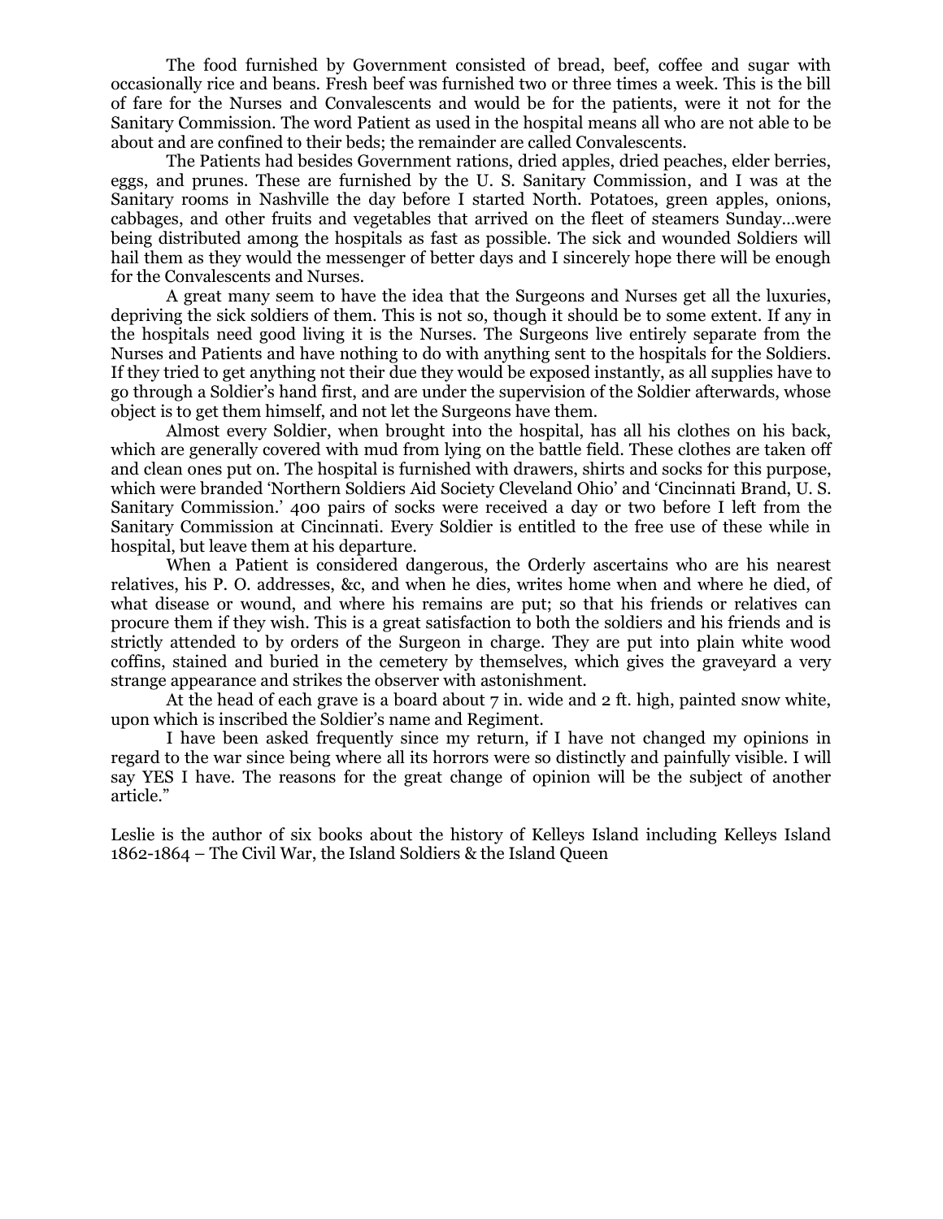The food furnished by Government consisted of bread, beef, coffee and sugar with occasionally rice and beans. Fresh beef was furnished two or three times a week. This is the bill of fare for the Nurses and Convalescents and would be for the patients, were it not for the Sanitary Commission. The word Patient as used in the hospital means all who are not able to be about and are confined to their beds; the remainder are called Convalescents.

The Patients had besides Government rations, dried apples, dried peaches, elder berries, eggs, and prunes. These are furnished by the U. S. Sanitary Commission, and I was at the Sanitary rooms in Nashville the day before I started North. Potatoes, green apples, onions, cabbages, and other fruits and vegetables that arrived on the fleet of steamers Sunday…were being distributed among the hospitals as fast as possible. The sick and wounded Soldiers will hail them as they would the messenger of better days and I sincerely hope there will be enough for the Convalescents and Nurses.

A great many seem to have the idea that the Surgeons and Nurses get all the luxuries, depriving the sick soldiers of them. This is not so, though it should be to some extent. If any in the hospitals need good living it is the Nurses. The Surgeons live entirely separate from the Nurses and Patients and have nothing to do with anything sent to the hospitals for the Soldiers. If they tried to get anything not their due they would be exposed instantly, as all supplies have to go through a Soldier's hand first, and are under the supervision of the Soldier afterwards, whose object is to get them himself, and not let the Surgeons have them.

Almost every Soldier, when brought into the hospital, has all his clothes on his back, which are generally covered with mud from lying on the battle field. These clothes are taken off and clean ones put on. The hospital is furnished with drawers, shirts and socks for this purpose, which were branded 'Northern Soldiers Aid Society Cleveland Ohio' and 'Cincinnati Brand, U. S. Sanitary Commission.' 400 pairs of socks were received a day or two before I left from the Sanitary Commission at Cincinnati. Every Soldier is entitled to the free use of these while in hospital, but leave them at his departure.

When a Patient is considered dangerous, the Orderly ascertains who are his nearest relatives, his P. O. addresses, &c, and when he dies, writes home when and where he died, of what disease or wound, and where his remains are put; so that his friends or relatives can procure them if they wish. This is a great satisfaction to both the soldiers and his friends and is strictly attended to by orders of the Surgeon in charge. They are put into plain white wood coffins, stained and buried in the cemetery by themselves, which gives the graveyard a very strange appearance and strikes the observer with astonishment.

At the head of each grave is a board about 7 in. wide and 2 ft. high, painted snow white, upon which is inscribed the Soldier's name and Regiment.

I have been asked frequently since my return, if I have not changed my opinions in regard to the war since being where all its horrors were so distinctly and painfully visible. I will say YES I have. The reasons for the great change of opinion will be the subject of another article."

Leslie is the author of six books about the history of Kelleys Island including Kelleys Island 1862-1864 – The Civil War, the Island Soldiers & the Island Queen